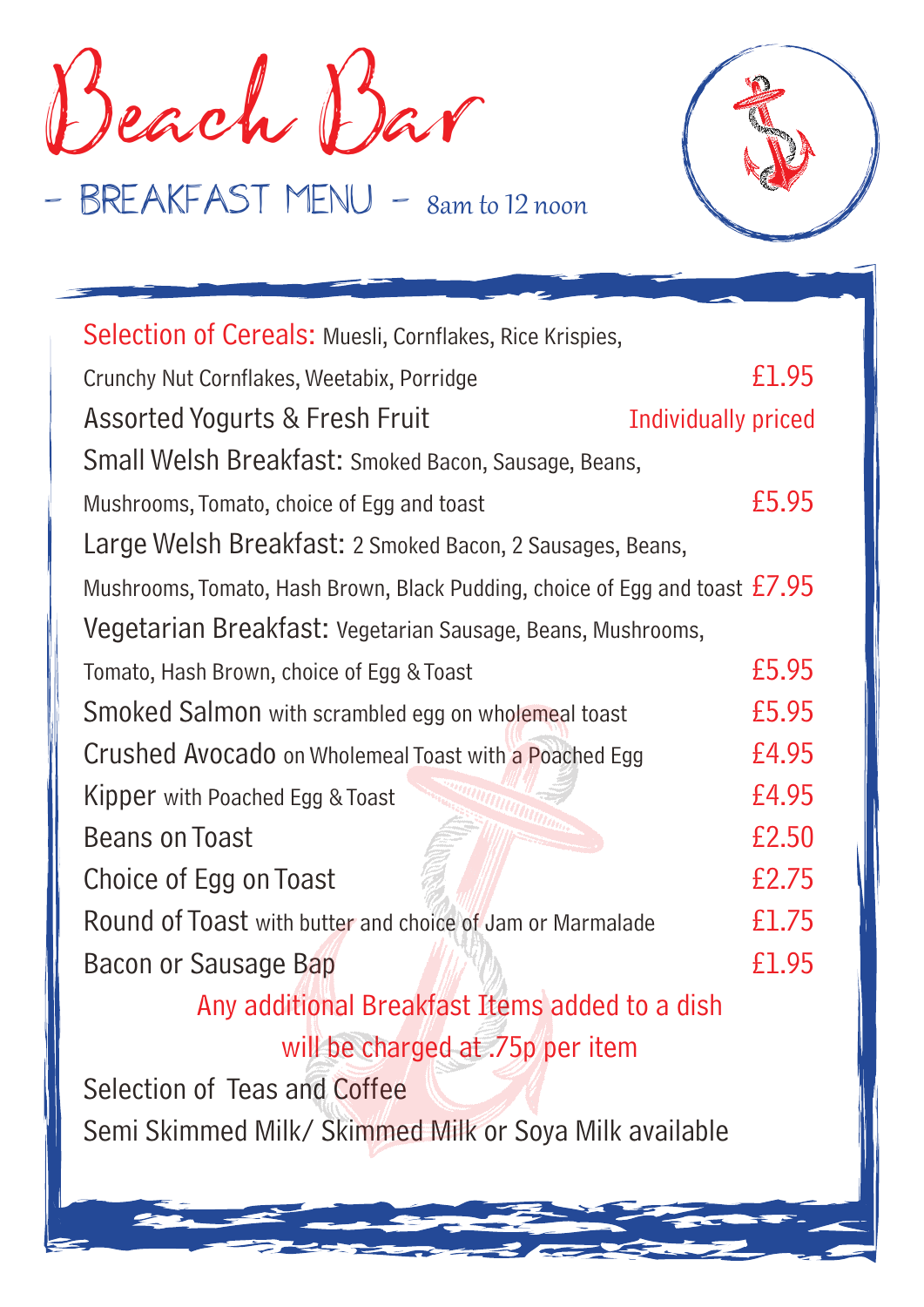# Beach Bar

## - BREAKFAST MENU - 8am to 12 noon

| Item | Price |
| --- | --- |
| Selection of Cereals: Muesli, Cornflakes, Rice Krispies, Crunchy Nut Cornflakes, Weetabix, Porridge | £1.95 |
| Assorted Yogurts & Fresh Fruit | Individually priced |
| Small Welsh Breakfast: Smoked Bacon, Sausage, Beans, Mushrooms, Tomato, choice of Egg and toast | £5.95 |
| Large Welsh Breakfast: 2 Smoked Bacon, 2 Sausages, Beans, Mushrooms, Tomato, Hash Brown, Black Pudding, choice of Egg and toast | £7.95 |
| Vegetarian Breakfast: Vegetarian Sausage, Beans, Mushrooms, Tomato, Hash Brown, choice of Egg & Toast | £5.95 |
| Smoked Salmon with scrambled egg on wholemeal toast | £5.95 |
| Crushed Avocado on Wholemeal Toast with a Poached Egg | £4.95 |
| Kipper with Poached Egg & Toast | £4.95 |
| Beans on Toast | £2.50 |
| Choice of Egg on Toast | £2.75 |
| Round of Toast with butter and choice of Jam or Marmalade | £1.75 |
| Bacon or Sausage Bap | £1.95 |

Any additional Breakfast Items added to a dish will be charged at .75p per item

Selection of Teas and Coffee

Semi Skimmed Milk/ Skimmed Milk or Soya Milk available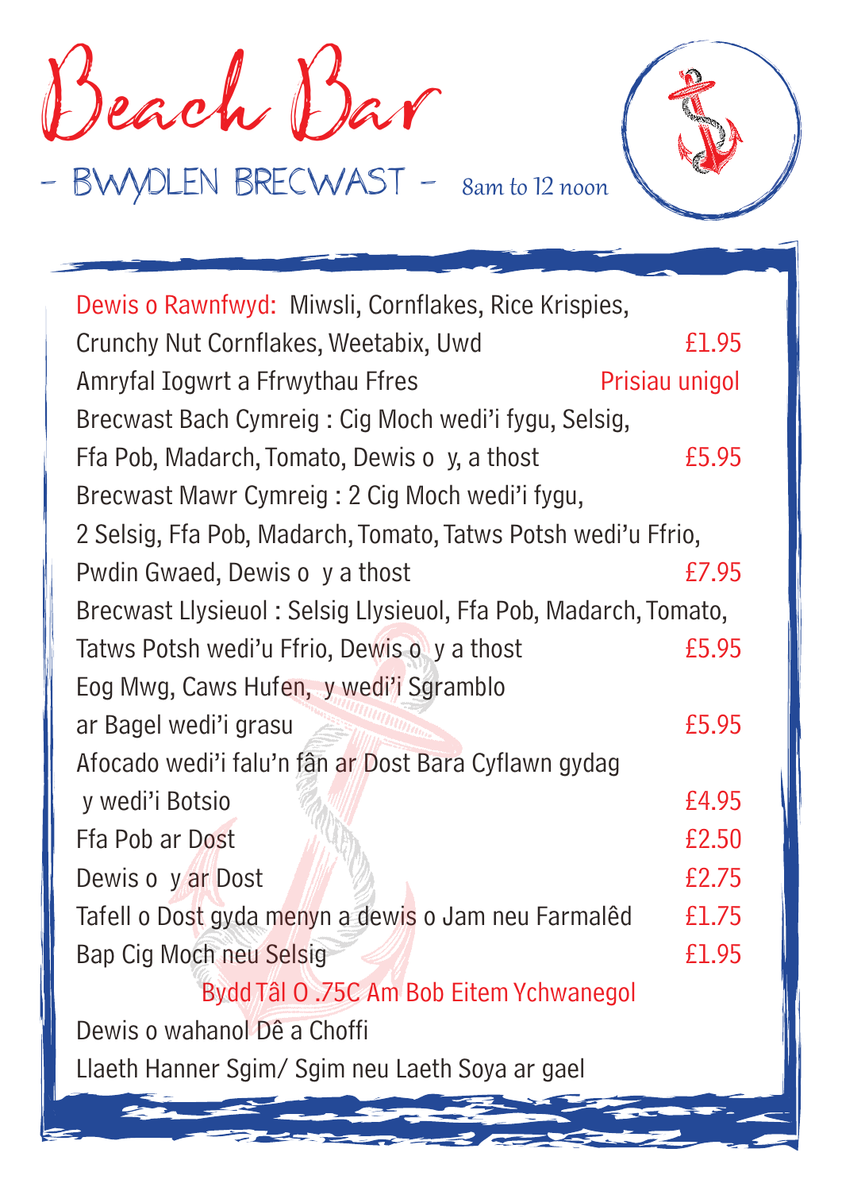# Beach Bar

## - BWYDLEN BRECWAST - 8am to 12 noon

| | |
|---|---|
| Dewis o Rawnfwyd: Miwsli, Cornflakes, Rice Krispies, Crunchy Nut Cornflakes, Weetabix, Uwd | £1.95 |
| Amryfal Iogwrt a Ffrwythau Ffres | Prisiau unigol |
| Brecwast Bach Cymreig : Cig Moch wedi'i fygu, Selsig, Ffa Pob, Madarch, Tomato, Dewis o y, a thost | £5.95 |
| Brecwast Mawr Cymreig : 2 Cig Moch wedi'i fygu, 2 Selsig, Ffa Pob, Madarch, Tomato, Tatws Potsh wedi'u Ffrio, Pwdin Gwaed, Dewis o y a thost | £7.95 |
| Brecwast Llysieuol : Selsig Llysieuol, Ffa Pob, Madarch, Tomato, Tatws Potsh wedi'u Ffrio, Dewis o y a thost | £5.95 |
| Eog Mwg, Caws Hufen, y wedi'i Sgramblo ar Bagel wedi'i grasu | £5.95 |
| Afocado wedi'i falu'n fân ar Dost Bara Cyflawn gydag y wedi'i Botsio | £4.95 |
| Ffa Pob ar Dost | £2.50 |
| Dewis o y ar Dost | £2.75 |
| Tafell o Dost gyda menyn a dewis o Jam neu Farmalêd | £1.75 |
| Bap Cig Moch neu Selsig | £1.95 |

Bydd Tâl O .75C Am Bob Eitem Ychwanegol

Dewis o wahanol Dê a Choffi

Llaeth Hanner Sgim/ Sgim neu Laeth Soya ar gael